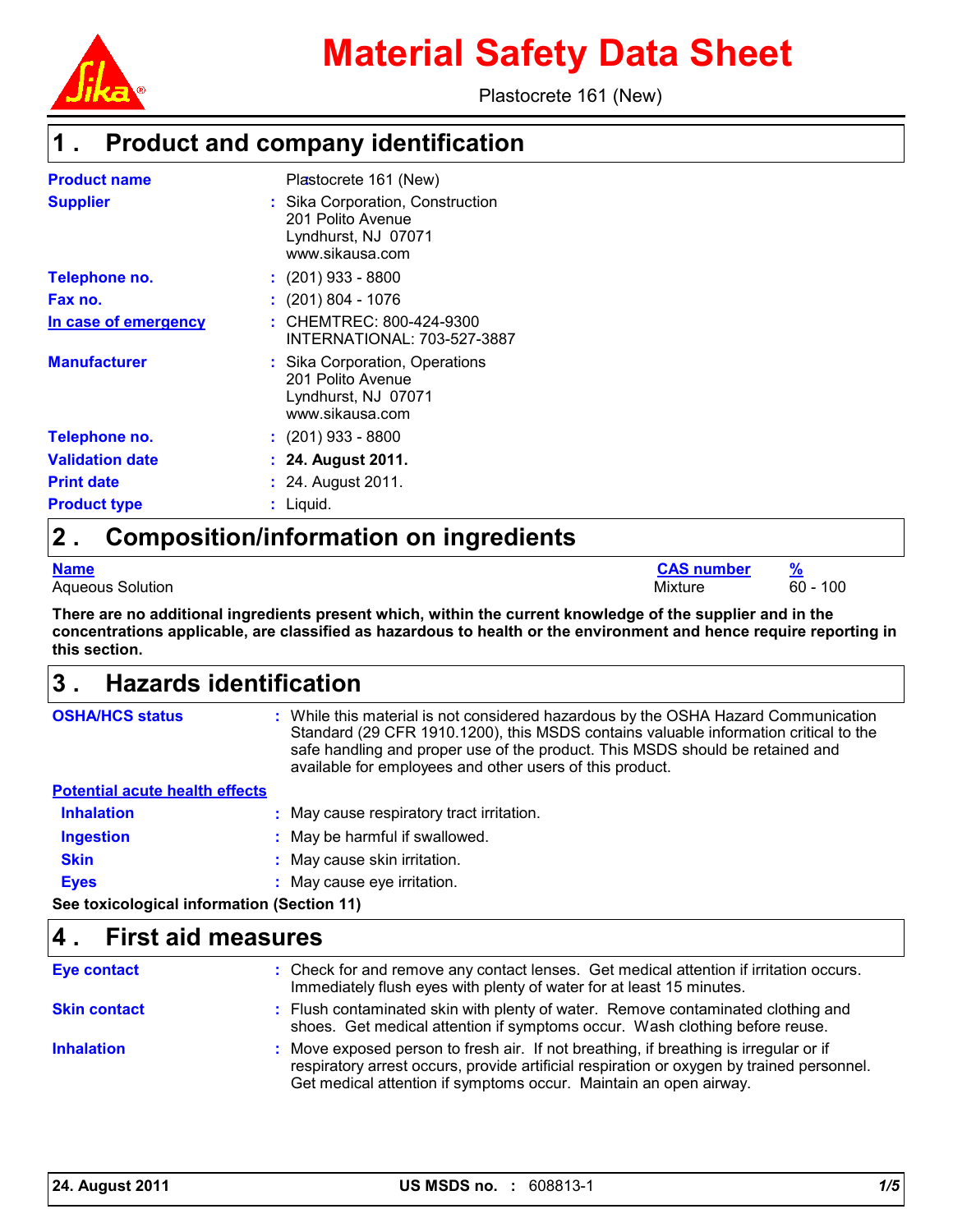# Material Safety Data Sheet

Plastocrete 161 (New)

## 1 . Product and company identification

**Product name** Plastocrete 161 (New)

**Supplier** : Sika Corporation, Construction
201 Polito Avenue
Lyndhurst, NJ 07071
www.sikausa.com

**Telephone no.** : (201) 933 - 8800

**Fax no.** : (201) 804 - 1076

**In case of emergency** : CHEMTREC: 800-424-9300
INTERNATIONAL: 703-527-3887

**Manufacturer** : Sika Corporation, Operations
201 Polito Avenue
Lyndhurst, NJ 07071
www.sikausa.com

**Telephone no.** : (201) 933 - 8800

**Validation date** : **24. August 2011.**

**Print date** : 24. August 2011.

**Product type** : Liquid.

## 2 . Composition/information on ingredients

| Name | CAS number | % |
|---|---|---|
| Aqueous Solution | Mixture | 60 - 100 |

**There are no additional ingredients present which, within the current knowledge of the supplier and in the concentrations applicable, are classified as hazardous to health or the environment and hence require reporting in this section.**

## 3 . Hazards identification

**OSHA/HCS status** : While this material is not considered hazardous by the OSHA Hazard Communication Standard (29 CFR 1910.1200), this MSDS contains valuable information critical to the safe handling and proper use of the product. This MSDS should be retained and available for employees and other users of this product.

**Potential acute health effects**

**Inhalation** : May cause respiratory tract irritation.

**Ingestion** : May be harmful if swallowed.

**Skin** : May cause skin irritation.

**Eyes** : May cause eye irritation.

**See toxicological information (Section 11)**

## 4 . First aid measures

**Eye contact** : Check for and remove any contact lenses. Get medical attention if irritation occurs. Immediately flush eyes with plenty of water for at least 15 minutes.

**Skin contact** : Flush contaminated skin with plenty of water. Remove contaminated clothing and shoes. Get medical attention if symptoms occur. Wash clothing before reuse.

**Inhalation** : Move exposed person to fresh air. If not breathing, if breathing is irregular or if respiratory arrest occurs, provide artificial respiration or oxygen by trained personnel. Get medical attention if symptoms occur. Maintain an open airway.

**24. August 2011** **US MSDS no. :** 608813-1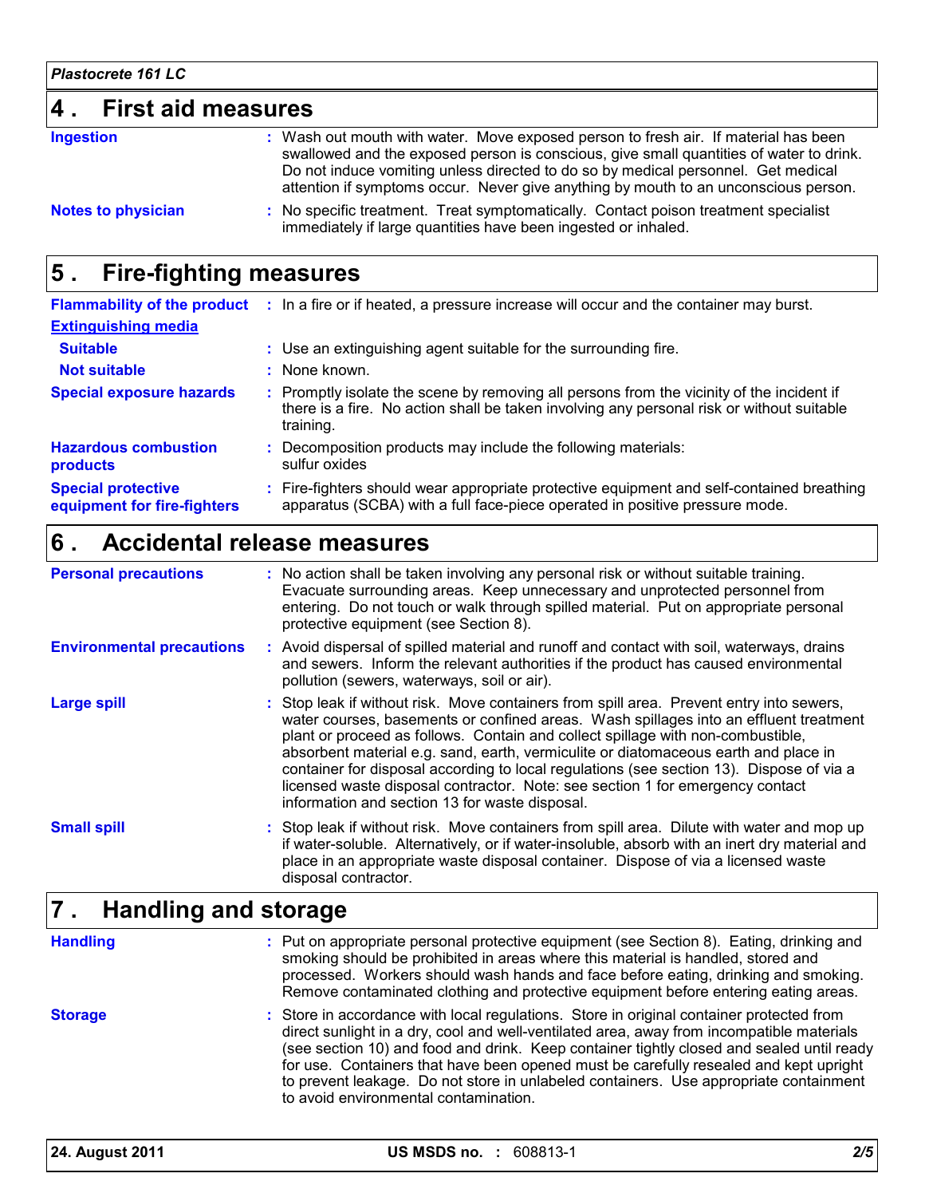## 4 . First aid measures

**Ingestion** : Wash out mouth with water. Move exposed person to fresh air. If material has been swallowed and the exposed person is conscious, give small quantities of water to drink. Do not induce vomiting unless directed to do so by medical personnel. Get medical attention if symptoms occur. Never give anything by mouth to an unconscious person.

**Notes to physician** : No specific treatment. Treat symptomatically. Contact poison treatment specialist immediately if large quantities have been ingested or inhaled.

## 5 . Fire-fighting measures

**Flammability of the product** : In a fire or if heated, a pressure increase will occur and the container may burst.

**Extinguishing media**

**Suitable** : Use an extinguishing agent suitable for the surrounding fire.

**Not suitable** : None known.

**Special exposure hazards** : Promptly isolate the scene by removing all persons from the vicinity of the incident if there is a fire. No action shall be taken involving any personal risk or without suitable training.

**Hazardous combustion products** : Decomposition products may include the following materials: sulfur oxides

**Special protective equipment for fire-fighters** : Fire-fighters should wear appropriate protective equipment and self-contained breathing apparatus (SCBA) with a full face-piece operated in positive pressure mode.

## 6 . Accidental release measures

**Personal precautions** : No action shall be taken involving any personal risk or without suitable training. Evacuate surrounding areas. Keep unnecessary and unprotected personnel from entering. Do not touch or walk through spilled material. Put on appropriate personal protective equipment (see Section 8).

**Environmental precautions** : Avoid dispersal of spilled material and runoff and contact with soil, waterways, drains and sewers. Inform the relevant authorities if the product has caused environmental pollution (sewers, waterways, soil or air).

**Large spill** : Stop leak if without risk. Move containers from spill area. Prevent entry into sewers, water courses, basements or confined areas. Wash spillages into an effluent treatment plant or proceed as follows. Contain and collect spillage with non-combustible, absorbent material e.g. sand, earth, vermiculite or diatomaceous earth and place in container for disposal according to local regulations (see section 13). Dispose of via a licensed waste disposal contractor. Note: see section 1 for emergency contact information and section 13 for waste disposal.

**Small spill** : Stop leak if without risk. Move containers from spill area. Dilute with water and mop up if water-soluble. Alternatively, or if water-insoluble, absorb with an inert dry material and place in an appropriate waste disposal container. Dispose of via a licensed waste disposal contractor.

## 7 . Handling and storage

**Handling** : Put on appropriate personal protective equipment (see Section 8). Eating, drinking and smoking should be prohibited in areas where this material is handled, stored and processed. Workers should wash hands and face before eating, drinking and smoking. Remove contaminated clothing and protective equipment before entering eating areas.

**Storage** : Store in accordance with local regulations. Store in original container protected from direct sunlight in a dry, cool and well-ventilated area, away from incompatible materials (see section 10) and food and drink. Keep container tightly closed and sealed until ready for use. Containers that have been opened must be carefully resealed and kept upright to prevent leakage. Do not store in unlabeled containers. Use appropriate containment to avoid environmental contamination.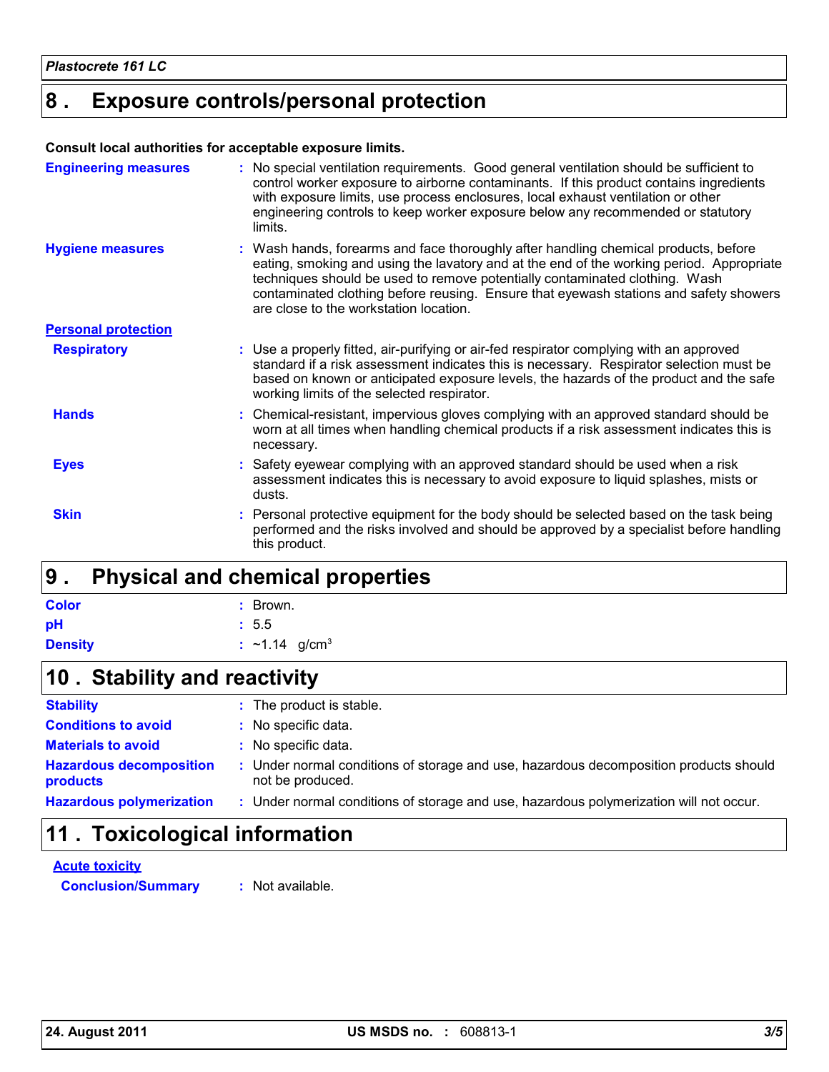## 8 . Exposure controls/personal protection

**Consult local authorities for acceptable exposure limits.**

**Engineering measures** : No special ventilation requirements. Good general ventilation should be sufficient to control worker exposure to airborne contaminants. If this product contains ingredients with exposure limits, use process enclosures, local exhaust ventilation or other engineering controls to keep worker exposure below any recommended or statutory limits.

**Hygiene measures** : Wash hands, forearms and face thoroughly after handling chemical products, before eating, smoking and using the lavatory and at the end of the working period. Appropriate techniques should be used to remove potentially contaminated clothing. Wash contaminated clothing before reusing. Ensure that eyewash stations and safety showers are close to the workstation location.

**Personal protection**

**Respiratory** : Use a properly fitted, air-purifying or air-fed respirator complying with an approved standard if a risk assessment indicates this is necessary. Respirator selection must be based on known or anticipated exposure levels, the hazards of the product and the safe working limits of the selected respirator.

**Hands** : Chemical-resistant, impervious gloves complying with an approved standard should be worn at all times when handling chemical products if a risk assessment indicates this is necessary.

**Eyes** : Safety eyewear complying with an approved standard should be used when a risk assessment indicates this is necessary to avoid exposure to liquid splashes, mists or dusts.

**Skin** : Personal protective equipment for the body should be selected based on the task being performed and the risks involved and should be approved by a specialist before handling this product.

## 9 . Physical and chemical properties

**Color** : Brown.

**pH** : 5.5

**Density** : ~1.14 $g/cm^3$

## 10 . Stability and reactivity

**Stability** : The product is stable.

**Conditions to avoid** : No specific data.

**Materials to avoid** : No specific data.

**Hazardous decomposition products** : Under normal conditions of storage and use, hazardous decomposition products should not be produced.

**Hazardous polymerization** : Under normal conditions of storage and use, hazardous polymerization will not occur.

## 11 . Toxicological information

**Acute toxicity**

**Conclusion/Summary** : Not available.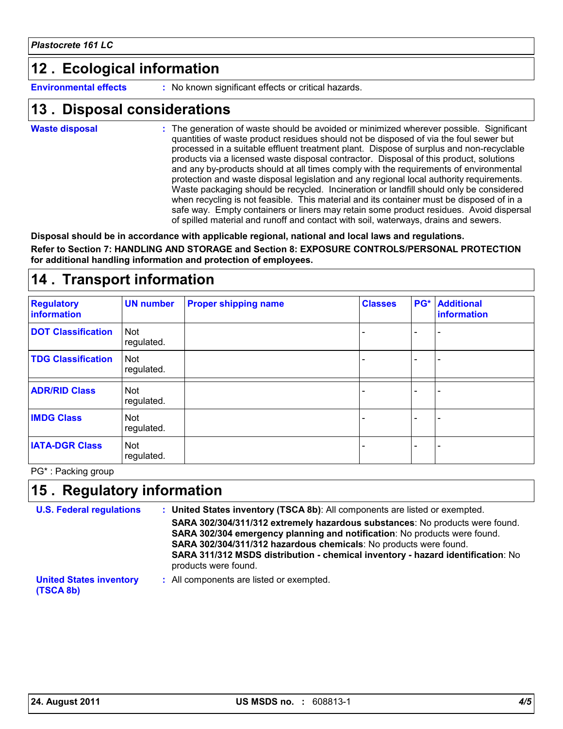## 12 . Ecological information

**Environmental effects** : No known significant effects or critical hazards.

## 13 . Disposal considerations

**Waste disposal** : The generation of waste should be avoided or minimized wherever possible. Significant quantities of waste product residues should not be disposed of via the foul sewer but processed in a suitable effluent treatment plant. Dispose of surplus and non-recyclable products via a licensed waste disposal contractor. Disposal of this product, solutions and any by-products should at all times comply with the requirements of environmental protection and waste disposal legislation and any regional local authority requirements. Waste packaging should be recycled. Incineration or landfill should only be considered when recycling is not feasible. This material and its container must be disposed of in a safe way. Empty containers or liners may retain some product residues. Avoid dispersal of spilled material and runoff and contact with soil, waterways, drains and sewers.

**Disposal should be in accordance with applicable regional, national and local laws and regulations.**

**Refer to Section 7: HANDLING AND STORAGE and Section 8: EXPOSURE CONTROLS/PERSONAL PROTECTION for additional handling information and protection of employees.**

## 14 . Transport information

| Regulatory information | UN number | Proper shipping name | Classes | PG* | Additional information |
|---|---|---|---|---|---|
| DOT Classification | Not regulated. | | - | - | - |
| TDG Classification | Not regulated. | | - | - | - |
| ADR/RID Class | Not regulated. | | - | - | - |
| IMDG Class | Not regulated. | | - | - | - |
| IATA-DGR Class | Not regulated. | | - | - | - |

PG* : Packing group

## 15 . Regulatory information

**U.S. Federal regulations** : **United States inventory (TSCA 8b)**: All components are listed or exempted.

**SARA 302/304/311/312 extremely hazardous substances**: No products were found.
**SARA 302/304 emergency planning and notification**: No products were found.
**SARA 302/304/311/312 hazardous chemicals**: No products were found.
**SARA 311/312 MSDS distribution - chemical inventory - hazard identification**: No products were found.

**United States inventory (TSCA 8b)** : All components are listed or exempted.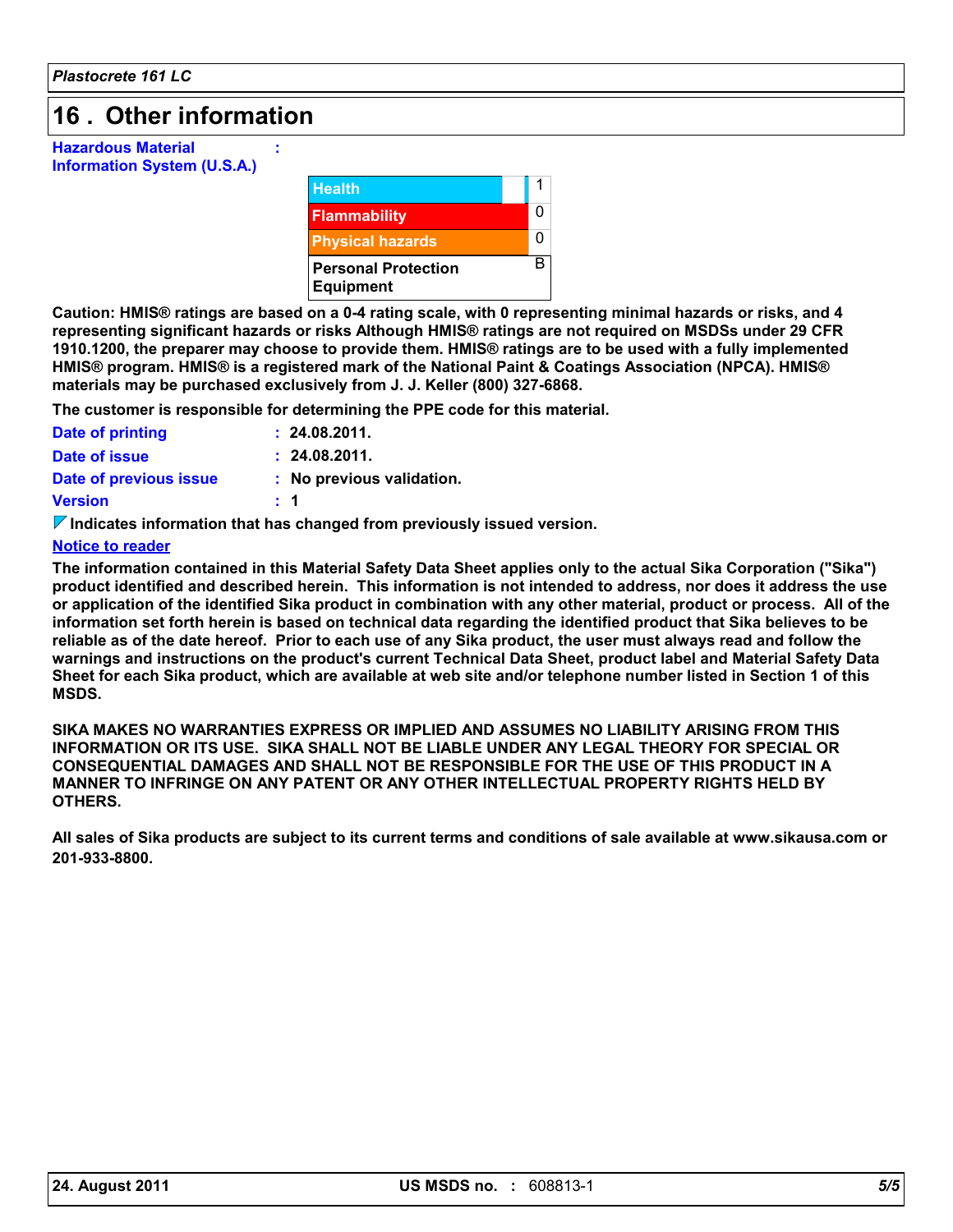## 16 . Other information

**Hazardous Material Information System (U.S.A.)** :

| | |
|---|---|
| Health | 1 |
| Flammability | 0 |
| Physical hazards | 0 |
| Personal Protection Equipment | B |

**Caution: HMIS® ratings are based on a 0-4 rating scale, with 0 representing minimal hazards or risks, and 4 representing significant hazards or risks Although HMIS® ratings are not required on MSDSs under 29 CFR 1910.1200, the preparer may choose to provide them. HMIS® ratings are to be used with a fully implemented HMIS® program. HMIS® is a registered mark of the National Paint & Coatings Association (NPCA). HMIS® materials may be purchased exclusively from J. J. Keller (800) 327-6868.**

**The customer is responsible for determining the PPE code for this material.**

**Date of printing** : **24.08.2011.**

**Date of issue** : **24.08.2011.**

**Date of previous issue** : **No previous validation.**

**Version** : **1**

**Indicates information that has changed from previously issued version.**

**Notice to reader**

**The information contained in this Material Safety Data Sheet applies only to the actual Sika Corporation ("Sika") product identified and described herein. This information is not intended to address, nor does it address the use or application of the identified Sika product in combination with any other material, product or process. All of the information set forth herein is based on technical data regarding the identified product that Sika believes to be reliable as of the date hereof. Prior to each use of any Sika product, the user must always read and follow the warnings and instructions on the product's current Technical Data Sheet, product label and Material Safety Data Sheet for each Sika product, which are available at web site and/or telephone number listed in Section 1 of this MSDS.**

**SIKA MAKES NO WARRANTIES EXPRESS OR IMPLIED AND ASSUMES NO LIABILITY ARISING FROM THIS INFORMATION OR ITS USE. SIKA SHALL NOT BE LIABLE UNDER ANY LEGAL THEORY FOR SPECIAL OR CONSEQUENTIAL DAMAGES AND SHALL NOT BE RESPONSIBLE FOR THE USE OF THIS PRODUCT IN A MANNER TO INFRINGE ON ANY PATENT OR ANY OTHER INTELLECTUAL PROPERTY RIGHTS HELD BY OTHERS.**

**All sales of Sika products are subject to its current terms and conditions of sale available at www.sikausa.com or 201-933-8800.**